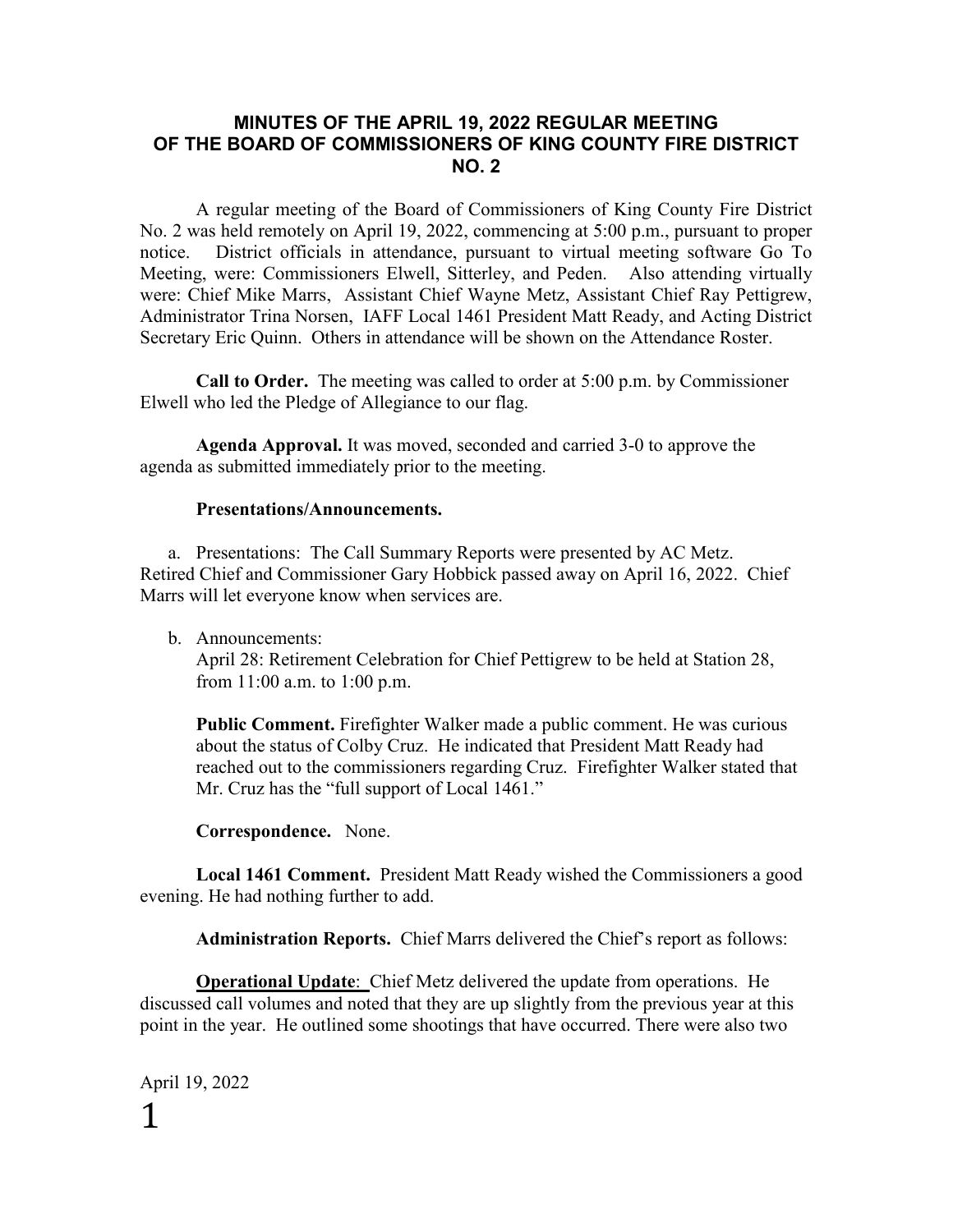# MINUTES OF THE APRIL 19, 2022 REGULAR MEETING OF THE BOARD OF COMMISSIONERS OF KING COUNTY FIRE DISTRICT NO. 2

A regular meeting of the Board of Commissioners of King County Fire District No. 2 was held remotely on April 19, 2022, commencing at 5:00 p.m., pursuant to proper notice. District officials in attendance, pursuant to virtual meeting software Go To Meeting, were: Commissioners Elwell, Sitterley, and Peden. Also attending virtually were: Chief Mike Marrs, Assistant Chief Wayne Metz, Assistant Chief Ray Pettigrew, Administrator Trina Norsen, IAFF Local 1461 President Matt Ready, and Acting District Secretary Eric Quinn. Others in attendance will be shown on the Attendance Roster.

**Call to Order.** The meeting was called to order at 5:00 p.m. by Commissioner Elwell who led the Pledge of Allegiance to our flag.

**Agenda Approval.** It was moved, seconded and carried 3-0 to approve the agenda as submitted immediately prior to the meeting.

**Presentations/Announcements.**

a. Presentations: The Call Summary Reports were presented by AC Metz. Retired Chief and Commissioner Gary Hobbick passed away on April 16, 2022. Chief Marrs will let everyone know when services are.

b. Announcements:
   April 28: Retirement Celebration for Chief Pettigrew to be held at Station 28, from 11:00 a.m. to 1:00 p.m.

   **Public Comment.** Firefighter Walker made a public comment. He was curious about the status of Colby Cruz. He indicated that President Matt Ready had reached out to the commissioners regarding Cruz. Firefighter Walker stated that Mr. Cruz has the "full support of Local 1461."

   **Correspondence.** None.

**Local 1461 Comment.** President Matt Ready wished the Commissioners a good evening. He had nothing further to add.

**Administration Reports.** Chief Marrs delivered the Chief's report as follows:

**Operational Update**: Chief Metz delivered the update from operations. He discussed call volumes and noted that they are up slightly from the previous year at this point in the year. He outlined some shootings that have occurred. There were also two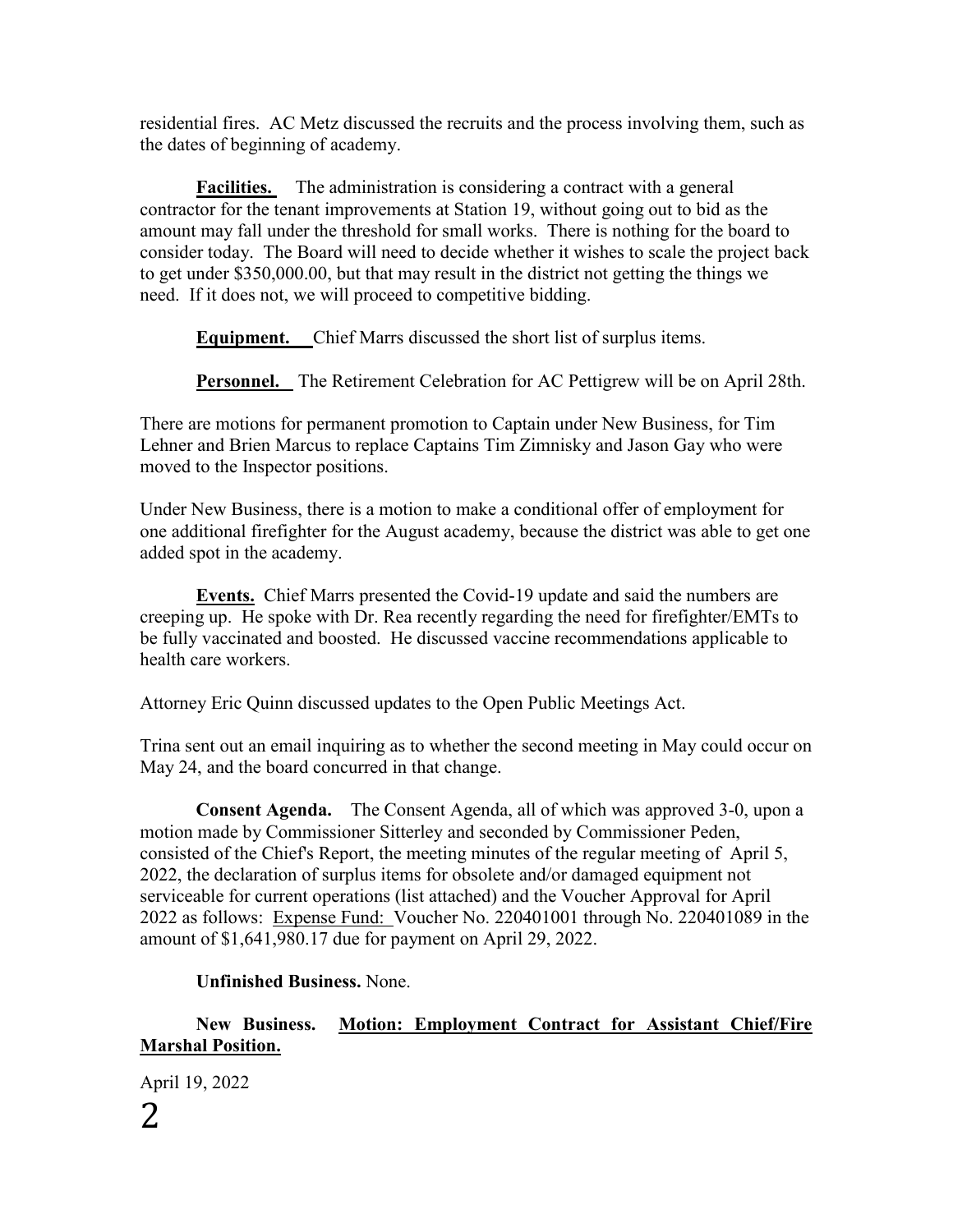residential fires. AC Metz discussed the recruits and the process involving them, such as the dates of beginning of academy.

**Facilities.** The administration is considering a contract with a general contractor for the tenant improvements at Station 19, without going out to bid as the amount may fall under the threshold for small works. There is nothing for the board to consider today. The Board will need to decide whether it wishes to scale the project back to get under $350,000.00, but that may result in the district not getting the things we need. If it does not, we will proceed to competitive bidding.

**Equipment.** Chief Marrs discussed the short list of surplus items.

**Personnel.** The Retirement Celebration for AC Pettigrew will be on April 28th.

There are motions for permanent promotion to Captain under New Business, for Tim Lehner and Brien Marcus to replace Captains Tim Zimnisky and Jason Gay who were moved to the Inspector positions.

Under New Business, there is a motion to make a conditional offer of employment for one additional firefighter for the August academy, because the district was able to get one added spot in the academy.

**Events.** Chief Marrs presented the Covid-19 update and said the numbers are creeping up. He spoke with Dr. Rea recently regarding the need for firefighter/EMTs to be fully vaccinated and boosted. He discussed vaccine recommendations applicable to health care workers.

Attorney Eric Quinn discussed updates to the Open Public Meetings Act.

Trina sent out an email inquiring as to whether the second meeting in May could occur on May 24, and the board concurred in that change.

**Consent Agenda.** The Consent Agenda, all of which was approved 3-0, upon a motion made by Commissioner Sitterley and seconded by Commissioner Peden, consisted of the Chief's Report, the meeting minutes of the regular meeting of April 5, 2022, the declaration of surplus items for obsolete and/or damaged equipment not serviceable for current operations (list attached) and the Voucher Approval for April 2022 as follows: Expense Fund: Voucher No. 220401001 through No. 220401089 in the amount of $1,641,980.17 due for payment on April 29, 2022.

**Unfinished Business.** None.

**New Business. Motion: Employment Contract for Assistant Chief/Fire Marshal Position.**

April 19, 2022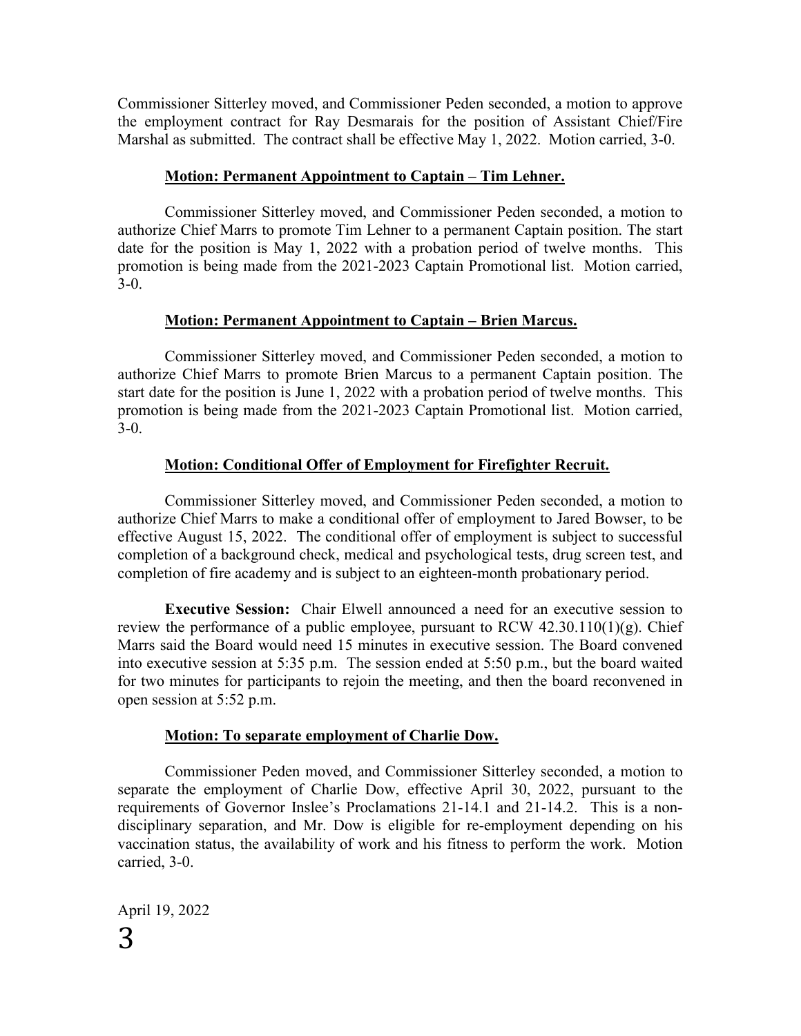Commissioner Sitterley moved, and Commissioner Peden seconded, a motion to approve the employment contract for Ray Desmarais for the position of Assistant Chief/Fire Marshal as submitted. The contract shall be effective May 1, 2022. Motion carried, 3-0.

**Motion: Permanent Appointment to Captain – Tim Lehner.**

Commissioner Sitterley moved, and Commissioner Peden seconded, a motion to authorize Chief Marrs to promote Tim Lehner to a permanent Captain position. The start date for the position is May 1, 2022 with a probation period of twelve months. This promotion is being made from the 2021-2023 Captain Promotional list. Motion carried, 3-0.

**Motion: Permanent Appointment to Captain – Brien Marcus.**

Commissioner Sitterley moved, and Commissioner Peden seconded, a motion to authorize Chief Marrs to promote Brien Marcus to a permanent Captain position. The start date for the position is June 1, 2022 with a probation period of twelve months. This promotion is being made from the 2021-2023 Captain Promotional list. Motion carried, 3-0.

**Motion: Conditional Offer of Employment for Firefighter Recruit.**

Commissioner Sitterley moved, and Commissioner Peden seconded, a motion to authorize Chief Marrs to make a conditional offer of employment to Jared Bowser, to be effective August 15, 2022. The conditional offer of employment is subject to successful completion of a background check, medical and psychological tests, drug screen test, and completion of fire academy and is subject to an eighteen-month probationary period.

**Executive Session:** Chair Elwell announced a need for an executive session to review the performance of a public employee, pursuant to RCW 42.30.110(1)(g). Chief Marrs said the Board would need 15 minutes in executive session. The Board convened into executive session at 5:35 p.m. The session ended at 5:50 p.m., but the board waited for two minutes for participants to rejoin the meeting, and then the board reconvened in open session at 5:52 p.m.

**Motion: To separate employment of Charlie Dow.**

Commissioner Peden moved, and Commissioner Sitterley seconded, a motion to separate the employment of Charlie Dow, effective April 30, 2022, pursuant to the requirements of Governor Inslee's Proclamations 21-14.1 and 21-14.2. This is a non-disciplinary separation, and Mr. Dow is eligible for re-employment depending on his vaccination status, the availability of work and his fitness to perform the work. Motion carried, 3-0.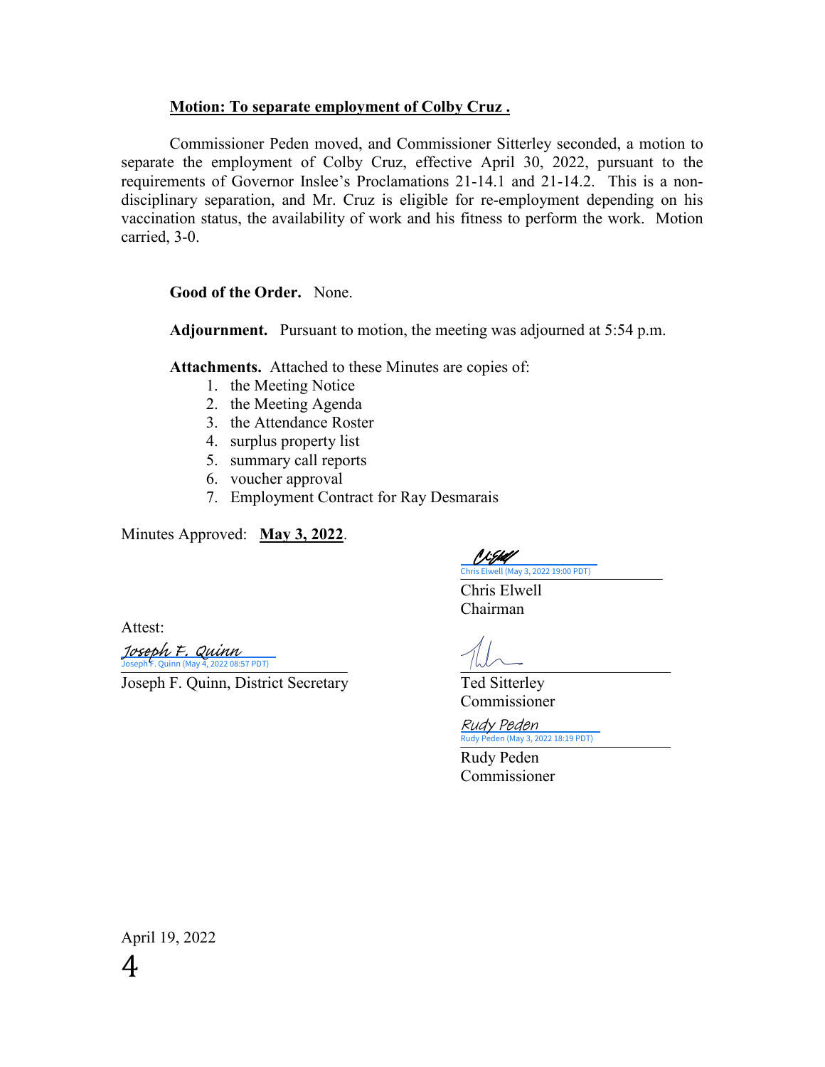**Motion: To separate employment of Colby Cruz .**

Commissioner Peden moved, and Commissioner Sitterley seconded, a motion to separate the employment of Colby Cruz, effective April 30, 2022, pursuant to the requirements of Governor Inslee's Proclamations 21-14.1 and 21-14.2. This is a non-disciplinary separation, and Mr. Cruz is eligible for re-employment depending on his vaccination status, the availability of work and his fitness to perform the work. Motion carried, 3-0.

**Good of the Order.** None.

**Adjournment.** Pursuant to motion, the meeting was adjourned at 5:54 p.m.

**Attachments.** Attached to these Minutes are copies of:

1. the Meeting Notice
2. the Meeting Agenda
3. the Attendance Roster
4. surplus property list
5. summary call reports
6. voucher approval
7. Employment Contract for Ray Desmarais

Minutes Approved: **May 3, 2022**.

Chris Elwell (May 3, 2022 19:00 PDT)
Chris Elwell
Chairman

Attest:

Joseph F. Quinn
Joseph F. Quinn (May 4, 2022 08:57 PDT)
Joseph F. Quinn, District Secretary

Ted Sitterley
Commissioner

Rudy Peden
Rudy Peden (May 3, 2022 18:19 PDT)
Rudy Peden
Commissioner

April 19, 2022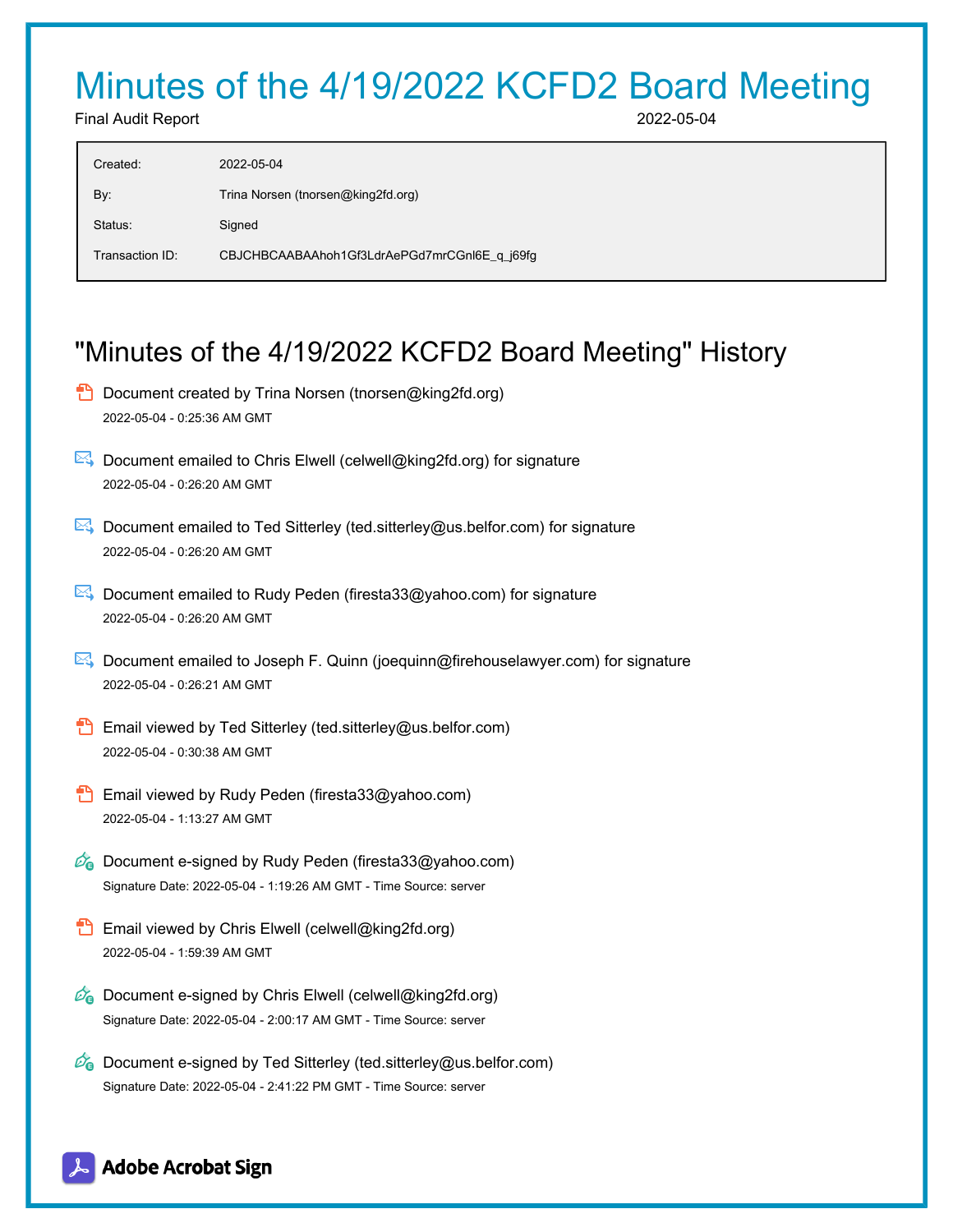# Minutes of the 4/19/2022 KCFD2 Board Meeting

Final Audit Report 2022-05-04

| | |
|---|---|
| Created: | 2022-05-04 |
| By: | Trina Norsen (tnorsen@king2fd.org) |
| Status: | Signed |
| Transaction ID: | CBJCHBCAABAAhoh1Gf3LdrAePGd7mrCGnl6E_q_j69fg |

## "Minutes of the 4/19/2022 KCFD2 Board Meeting" History

- Document created by Trina Norsen (tnorsen@king2fd.org)
  2022-05-04 - 0:25:36 AM GMT

- Document emailed to Chris Elwell (celwell@king2fd.org) for signature
  2022-05-04 - 0:26:20 AM GMT

- Document emailed to Ted Sitterley (ted.sitterley@us.belfor.com) for signature
  2022-05-04 - 0:26:20 AM GMT

- Document emailed to Rudy Peden (firesta33@yahoo.com) for signature
  2022-05-04 - 0:26:20 AM GMT

- Document emailed to Joseph F. Quinn (joequinn@firehouselawyer.com) for signature
  2022-05-04 - 0:26:21 AM GMT

- Email viewed by Ted Sitterley (ted.sitterley@us.belfor.com)
  2022-05-04 - 0:30:38 AM GMT

- Email viewed by Rudy Peden (firesta33@yahoo.com)
  2022-05-04 - 1:13:27 AM GMT

- Document e-signed by Rudy Peden (firesta33@yahoo.com)
  Signature Date: 2022-05-04 - 1:19:26 AM GMT - Time Source: server

- Email viewed by Chris Elwell (celwell@king2fd.org)
  2022-05-04 - 1:59:39 AM GMT

- Document e-signed by Chris Elwell (celwell@king2fd.org)
  Signature Date: 2022-05-04 - 2:00:17 AM GMT - Time Source: server

- Document e-signed by Ted Sitterley (ted.sitterley@us.belfor.com)
  Signature Date: 2022-05-04 - 2:41:22 PM GMT - Time Source: server

Adobe Acrobat Sign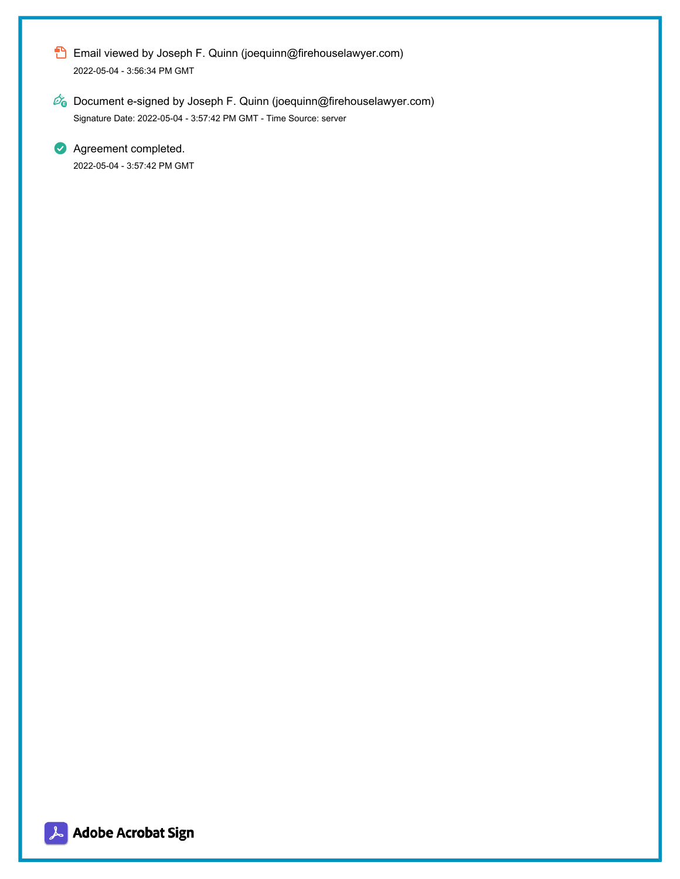Email viewed by Joseph F. Quinn (joequinn@firehouselawyer.com)

2022-05-04 - 3:56:34 PM GMT

Document e-signed by Joseph F. Quinn (joequinn@firehouselawyer.com)

Signature Date: 2022-05-04 - 3:57:42 PM GMT - Time Source: server

Agreement completed.

2022-05-04 - 3:57:42 PM GMT

Adobe Acrobat Sign